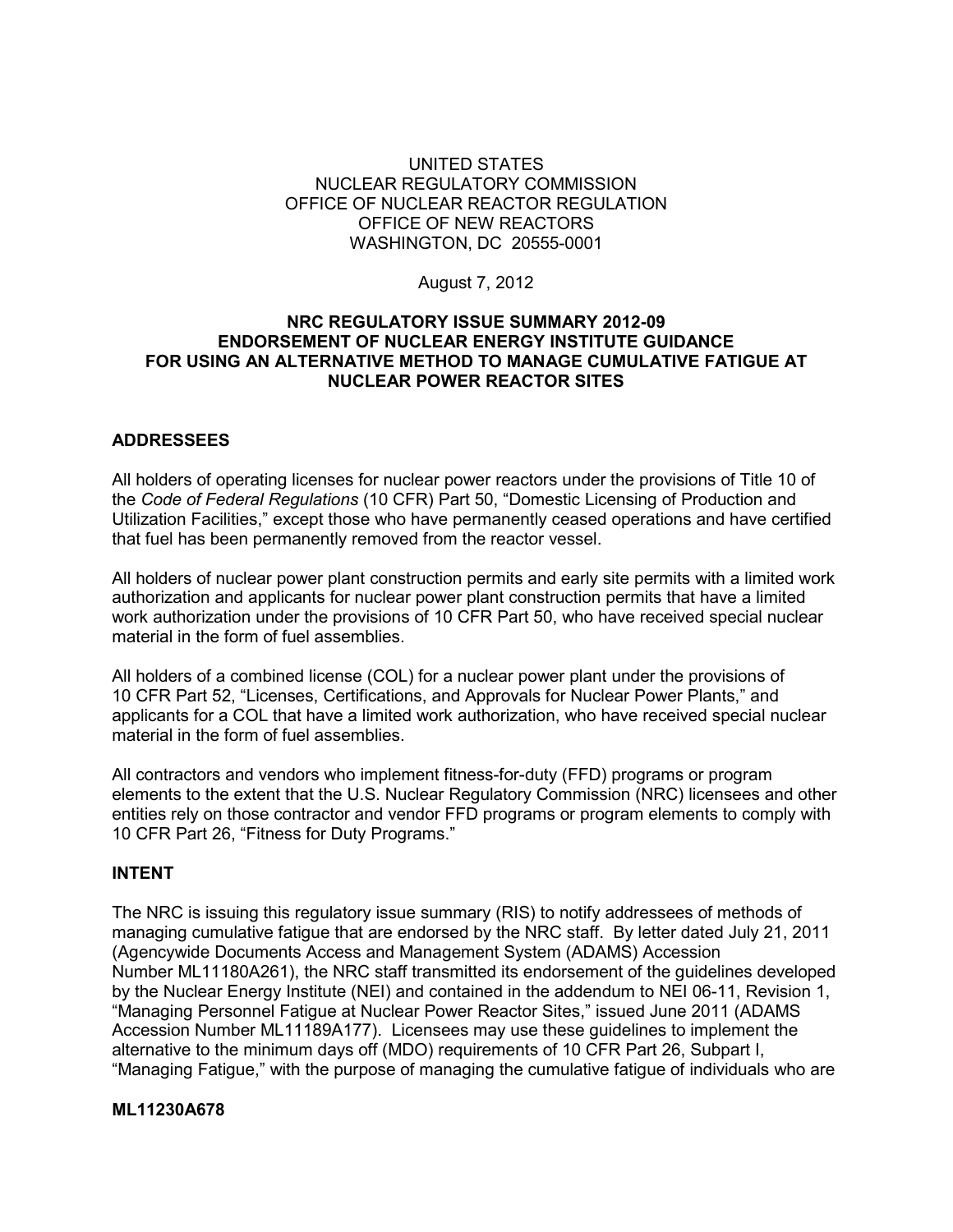UNITED STATES
NUCLEAR REGULATORY COMMISSION
OFFICE OF NUCLEAR REACTOR REGULATION
OFFICE OF NEW REACTORS
WASHINGTON, DC 20555-0001

August 7, 2012

# NRC REGULATORY ISSUE SUMMARY 2012-09 ENDORSEMENT OF NUCLEAR ENERGY INSTITUTE GUIDANCE FOR USING AN ALTERNATIVE METHOD TO MANAGE CUMULATIVE FATIGUE AT NUCLEAR POWER REACTOR SITES

## ADDRESSEES

All holders of operating licenses for nuclear power reactors under the provisions of Title 10 of the *Code of Federal Regulations* (10 CFR) Part 50, "Domestic Licensing of Production and Utilization Facilities," except those who have permanently ceased operations and have certified that fuel has been permanently removed from the reactor vessel.

All holders of nuclear power plant construction permits and early site permits with a limited work authorization and applicants for nuclear power plant construction permits that have a limited work authorization under the provisions of 10 CFR Part 50, who have received special nuclear material in the form of fuel assemblies.

All holders of a combined license (COL) for a nuclear power plant under the provisions of 10 CFR Part 52, "Licenses, Certifications, and Approvals for Nuclear Power Plants," and applicants for a COL that have a limited work authorization, who have received special nuclear material in the form of fuel assemblies.

All contractors and vendors who implement fitness-for-duty (FFD) programs or program elements to the extent that the U.S. Nuclear Regulatory Commission (NRC) licensees and other entities rely on those contractor and vendor FFD programs or program elements to comply with 10 CFR Part 26, "Fitness for Duty Programs."

## INTENT

The NRC is issuing this regulatory issue summary (RIS) to notify addressees of methods of managing cumulative fatigue that are endorsed by the NRC staff. By letter dated July 21, 2011 (Agencywide Documents Access and Management System (ADAMS) Accession Number ML11180A261), the NRC staff transmitted its endorsement of the guidelines developed by the Nuclear Energy Institute (NEI) and contained in the addendum to NEI 06-11, Revision 1, "Managing Personnel Fatigue at Nuclear Power Reactor Sites," issued June 2011 (ADAMS Accession Number ML11189A177). Licensees may use these guidelines to implement the alternative to the minimum days off (MDO) requirements of 10 CFR Part 26, Subpart I, "Managing Fatigue," with the purpose of managing the cumulative fatigue of individuals who are

**ML11230A678**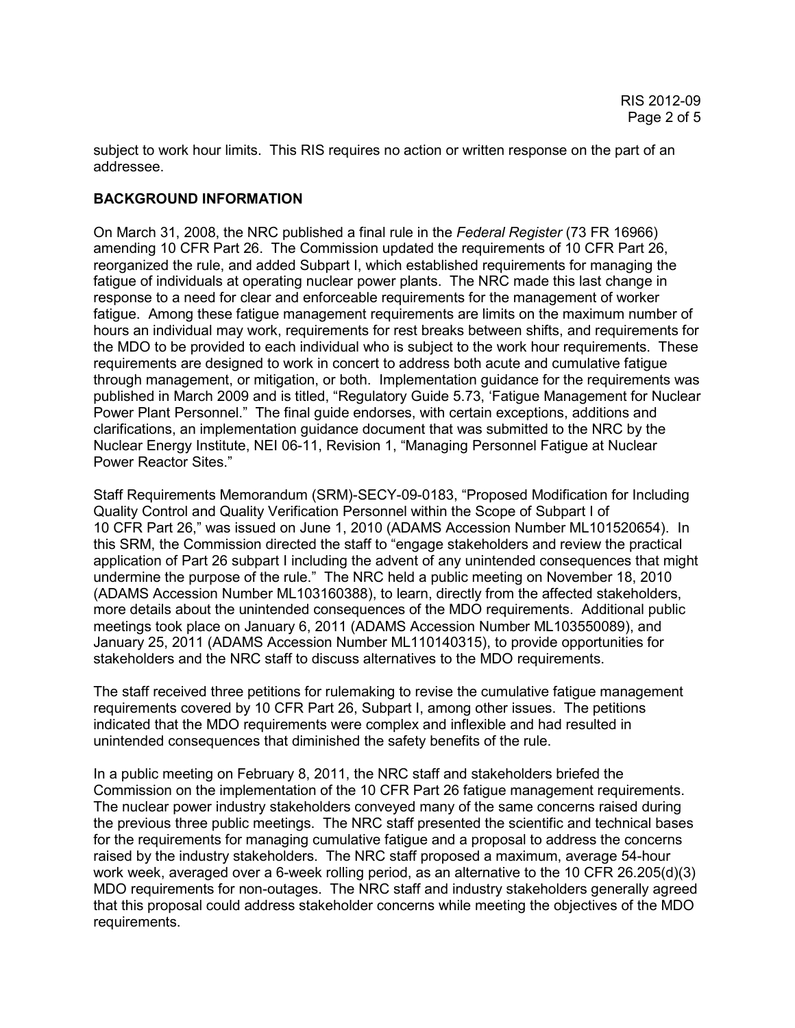subject to work hour limits. This RIS requires no action or written response on the part of an addressee.

## BACKGROUND INFORMATION

On March 31, 2008, the NRC published a final rule in the *Federal Register* (73 FR 16966) amending 10 CFR Part 26. The Commission updated the requirements of 10 CFR Part 26, reorganized the rule, and added Subpart I, which established requirements for managing the fatigue of individuals at operating nuclear power plants. The NRC made this last change in response to a need for clear and enforceable requirements for the management of worker fatigue. Among these fatigue management requirements are limits on the maximum number of hours an individual may work, requirements for rest breaks between shifts, and requirements for the MDO to be provided to each individual who is subject to the work hour requirements. These requirements are designed to work in concert to address both acute and cumulative fatigue through management, or mitigation, or both. Implementation guidance for the requirements was published in March 2009 and is titled, "Regulatory Guide 5.73, 'Fatigue Management for Nuclear Power Plant Personnel." The final guide endorses, with certain exceptions, additions and clarifications, an implementation guidance document that was submitted to the NRC by the Nuclear Energy Institute, NEI 06-11, Revision 1, "Managing Personnel Fatigue at Nuclear Power Reactor Sites."

Staff Requirements Memorandum (SRM)-SECY-09-0183, "Proposed Modification for Including Quality Control and Quality Verification Personnel within the Scope of Subpart I of 10 CFR Part 26," was issued on June 1, 2010 (ADAMS Accession Number ML101520654). In this SRM, the Commission directed the staff to "engage stakeholders and review the practical application of Part 26 subpart I including the advent of any unintended consequences that might undermine the purpose of the rule." The NRC held a public meeting on November 18, 2010 (ADAMS Accession Number ML103160388), to learn, directly from the affected stakeholders, more details about the unintended consequences of the MDO requirements. Additional public meetings took place on January 6, 2011 (ADAMS Accession Number ML103550089), and January 25, 2011 (ADAMS Accession Number ML110140315), to provide opportunities for stakeholders and the NRC staff to discuss alternatives to the MDO requirements.

The staff received three petitions for rulemaking to revise the cumulative fatigue management requirements covered by 10 CFR Part 26, Subpart I, among other issues. The petitions indicated that the MDO requirements were complex and inflexible and had resulted in unintended consequences that diminished the safety benefits of the rule.

In a public meeting on February 8, 2011, the NRC staff and stakeholders briefed the Commission on the implementation of the 10 CFR Part 26 fatigue management requirements. The nuclear power industry stakeholders conveyed many of the same concerns raised during the previous three public meetings. The NRC staff presented the scientific and technical bases for the requirements for managing cumulative fatigue and a proposal to address the concerns raised by the industry stakeholders. The NRC staff proposed a maximum, average 54-hour work week, averaged over a 6-week rolling period, as an alternative to the 10 CFR 26.205(d)(3) MDO requirements for non-outages. The NRC staff and industry stakeholders generally agreed that this proposal could address stakeholder concerns while meeting the objectives of the MDO requirements.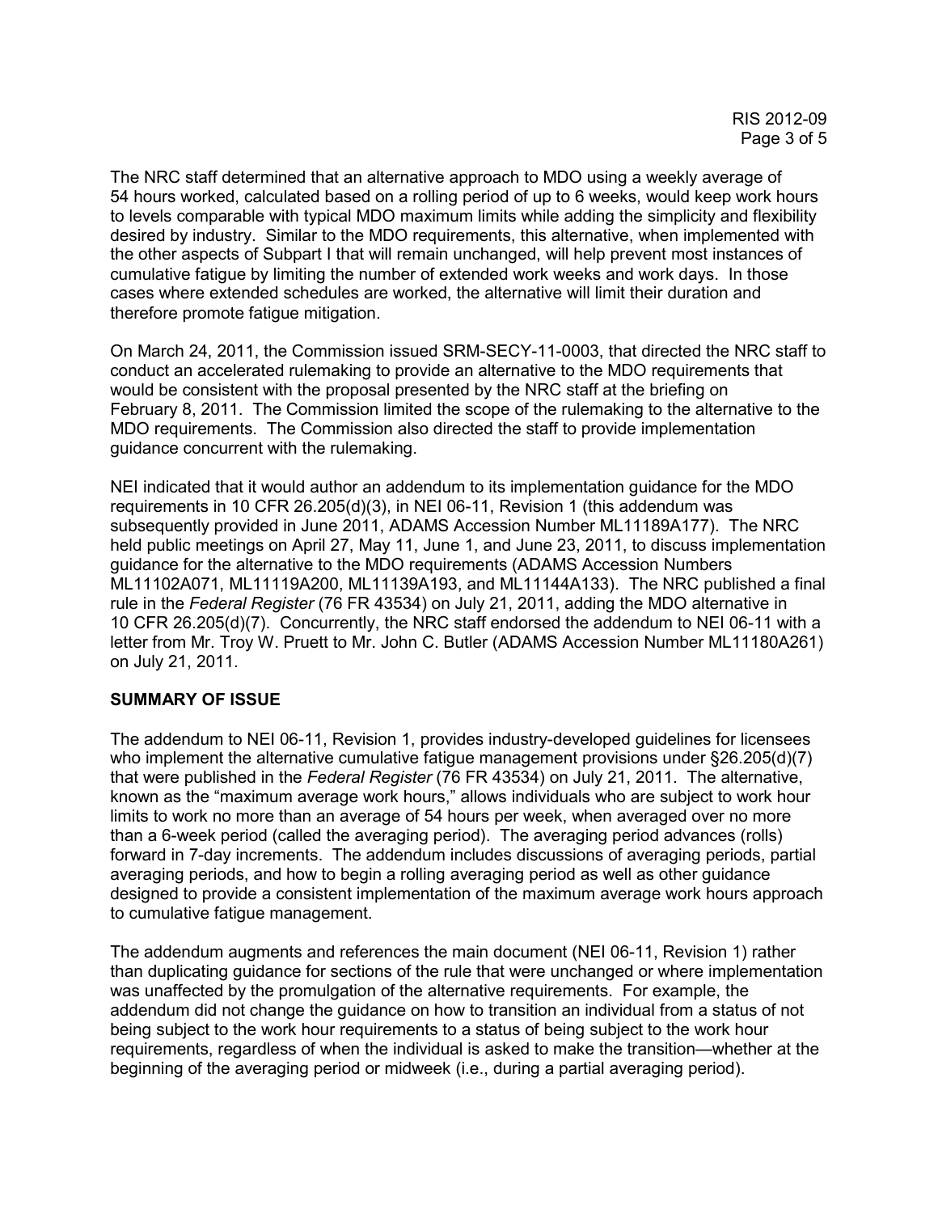The NRC staff determined that an alternative approach to MDO using a weekly average of 54 hours worked, calculated based on a rolling period of up to 6 weeks, would keep work hours to levels comparable with typical MDO maximum limits while adding the simplicity and flexibility desired by industry. Similar to the MDO requirements, this alternative, when implemented with the other aspects of Subpart I that will remain unchanged, will help prevent most instances of cumulative fatigue by limiting the number of extended work weeks and work days. In those cases where extended schedules are worked, the alternative will limit their duration and therefore promote fatigue mitigation.

On March 24, 2011, the Commission issued SRM-SECY-11-0003, that directed the NRC staff to conduct an accelerated rulemaking to provide an alternative to the MDO requirements that would be consistent with the proposal presented by the NRC staff at the briefing on February 8, 2011. The Commission limited the scope of the rulemaking to the alternative to the MDO requirements. The Commission also directed the staff to provide implementation guidance concurrent with the rulemaking.

NEI indicated that it would author an addendum to its implementation guidance for the MDO requirements in 10 CFR 26.205(d)(3), in NEI 06-11, Revision 1 (this addendum was subsequently provided in June 2011, ADAMS Accession Number ML11189A177). The NRC held public meetings on April 27, May 11, June 1, and June 23, 2011, to discuss implementation guidance for the alternative to the MDO requirements (ADAMS Accession Numbers ML11102A071, ML11119A200, ML11139A193, and ML11144A133). The NRC published a final rule in the *Federal Register* (76 FR 43534) on July 21, 2011, adding the MDO alternative in 10 CFR 26.205(d)(7). Concurrently, the NRC staff endorsed the addendum to NEI 06-11 with a letter from Mr. Troy W. Pruett to Mr. John C. Butler (ADAMS Accession Number ML11180A261) on July 21, 2011.

**SUMMARY OF ISSUE**

The addendum to NEI 06-11, Revision 1, provides industry-developed guidelines for licensees who implement the alternative cumulative fatigue management provisions under §26.205(d)(7) that were published in the *Federal Register* (76 FR 43534) on July 21, 2011. The alternative, known as the "maximum average work hours," allows individuals who are subject to work hour limits to work no more than an average of 54 hours per week, when averaged over no more than a 6-week period (called the averaging period). The averaging period advances (rolls) forward in 7-day increments. The addendum includes discussions of averaging periods, partial averaging periods, and how to begin a rolling averaging period as well as other guidance designed to provide a consistent implementation of the maximum average work hours approach to cumulative fatigue management.

The addendum augments and references the main document (NEI 06-11, Revision 1) rather than duplicating guidance for sections of the rule that were unchanged or where implementation was unaffected by the promulgation of the alternative requirements. For example, the addendum did not change the guidance on how to transition an individual from a status of not being subject to the work hour requirements to a status of being subject to the work hour requirements, regardless of when the individual is asked to make the transition—whether at the beginning of the averaging period or midweek (i.e., during a partial averaging period).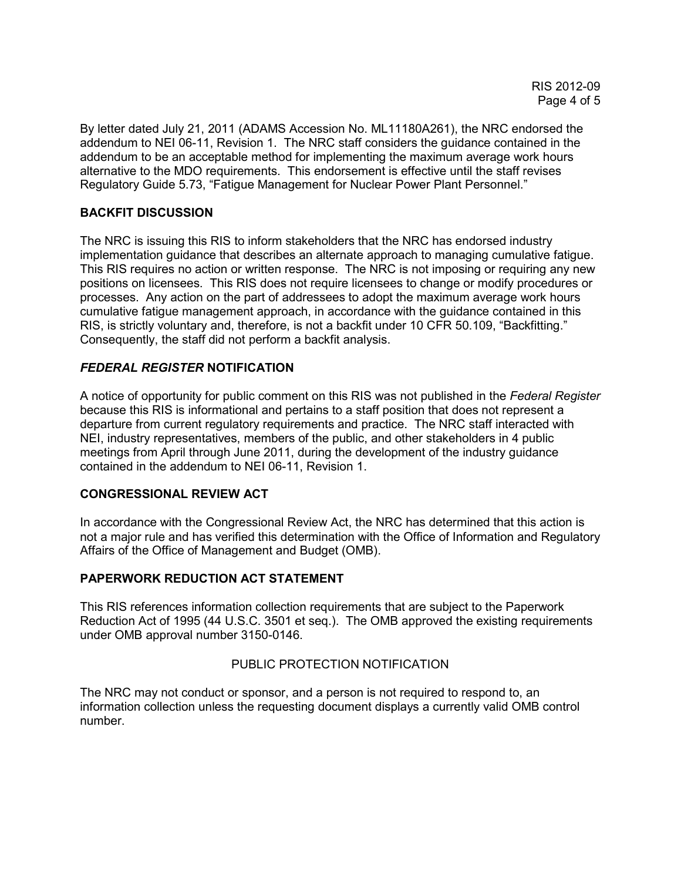By letter dated July 21, 2011 (ADAMS Accession No. ML11180A261), the NRC endorsed the addendum to NEI 06-11, Revision 1. The NRC staff considers the guidance contained in the addendum to be an acceptable method for implementing the maximum average work hours alternative to the MDO requirements. This endorsement is effective until the staff revises Regulatory Guide 5.73, "Fatigue Management for Nuclear Power Plant Personnel."

## BACKFIT DISCUSSION

The NRC is issuing this RIS to inform stakeholders that the NRC has endorsed industry implementation guidance that describes an alternate approach to managing cumulative fatigue. This RIS requires no action or written response. The NRC is not imposing or requiring any new positions on licensees. This RIS does not require licensees to change or modify procedures or processes. Any action on the part of addressees to adopt the maximum average work hours cumulative fatigue management approach, in accordance with the guidance contained in this RIS, is strictly voluntary and, therefore, is not a backfit under 10 CFR 50.109, "Backfitting." Consequently, the staff did not perform a backfit analysis.

## *FEDERAL REGISTER* NOTIFICATION

A notice of opportunity for public comment on this RIS was not published in the *Federal Register* because this RIS is informational and pertains to a staff position that does not represent a departure from current regulatory requirements and practice. The NRC staff interacted with NEI, industry representatives, members of the public, and other stakeholders in 4 public meetings from April through June 2011, during the development of the industry guidance contained in the addendum to NEI 06-11, Revision 1.

## CONGRESSIONAL REVIEW ACT

In accordance with the Congressional Review Act, the NRC has determined that this action is not a major rule and has verified this determination with the Office of Information and Regulatory Affairs of the Office of Management and Budget (OMB).

## PAPERWORK REDUCTION ACT STATEMENT

This RIS references information collection requirements that are subject to the Paperwork Reduction Act of 1995 (44 U.S.C. 3501 et seq.). The OMB approved the existing requirements under OMB approval number 3150-0146.

### PUBLIC PROTECTION NOTIFICATION

The NRC may not conduct or sponsor, and a person is not required to respond to, an information collection unless the requesting document displays a currently valid OMB control number.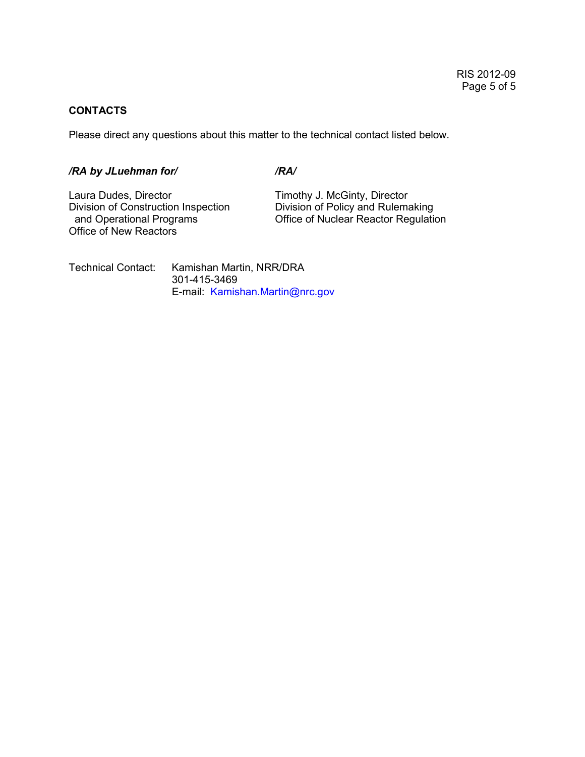**CONTACTS**

Please direct any questions about this matter to the technical contact listed below.

*/RA by JLuehman for/*

Laura Dudes, Director
Division of Construction Inspection
and Operational Programs
Office of New Reactors

*/RA/*

Timothy J. McGinty, Director
Division of Policy and Rulemaking
Office of Nuclear Reactor Regulation

Technical Contact: Kamishan Martin, NRR/DRA
301-415-3469
E-mail: Kamishan.Martin@nrc.gov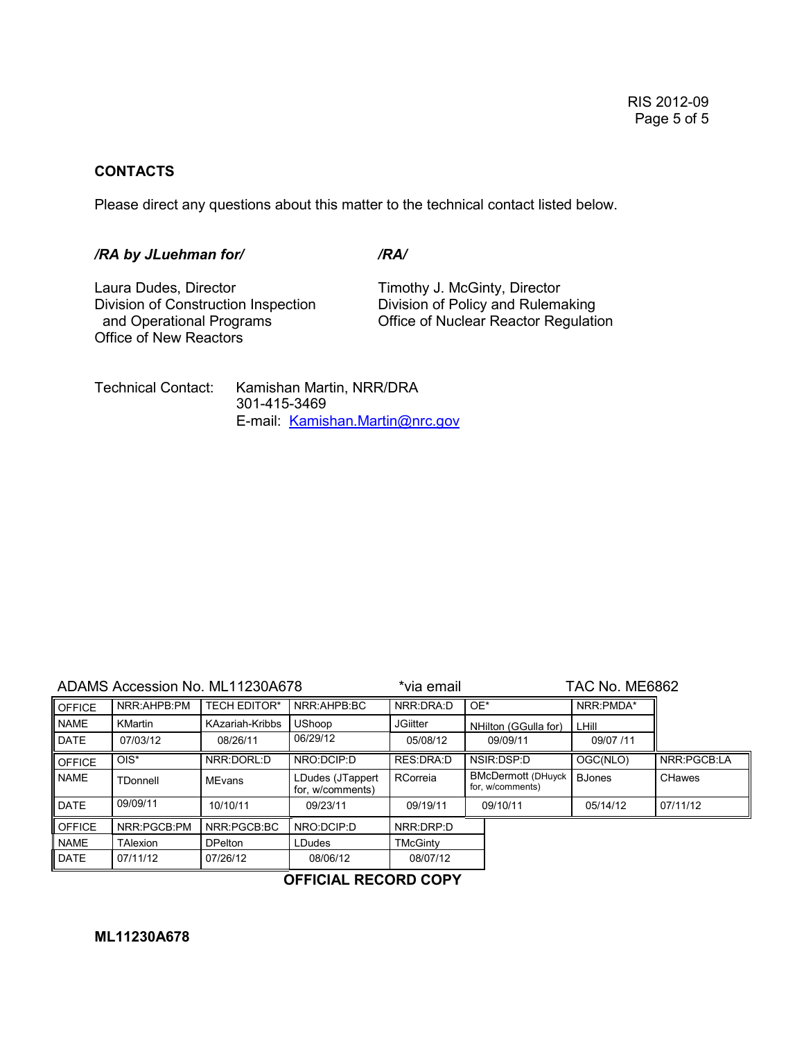## CONTACTS

Please direct any questions about this matter to the technical contact listed below.

***/RA by JLuehman for/***

Laura Dudes, Director
Division of Construction Inspection
and Operational Programs
Office of New Reactors

***/RA/***

Timothy J. McGinty, Director
Division of Policy and Rulemaking
Office of Nuclear Reactor Regulation

Technical Contact: Kamishan Martin, NRR/DRA
301-415-3469
E-mail: Kamishan.Martin@nrc.gov

ADAMS Accession No. ML11230A678 *via email TAC No. ME6862

| | | | | | | | |
|---|---|---|---|---|---|---|---|
| OFFICE | NRR:AHPB:PM | TECH EDITOR* | NRR:AHPB:BC | NRR:DRA:D | OE* | NRR:PMDA* | |
| NAME | KMartin | KAzariah-Kribbs | UShoop | JGiitter | NHilton (GGulla for) | LHill | |
| DATE | 07/03/12 | 08/26/11 | 06/29/12 | 05/08/12 | 09/09/11 | 09/07 /11 | |
| OFFICE | OIS* | NRR:DORL:D | NRO:DCIP:D | RES:DRA:D | NSIR:DSP:D | OGC(NLO) | NRR:PGCB:LA |
| NAME | TDonnell | MEvans | LDudes (JTappert for, w/comments) | RCorreia | BMcDermott (DHuyck for, w/comments) | BJones | CHawes |
| DATE | 09/09/11 | 10/10/11 | 09/23/11 | 09/19/11 | 09/10/11 | 05/14/12 | 07/11/12 |
| OFFICE | NRR:PGCB:PM | NRR:PGCB:BC | NRO:DCIP:D | NRR:DRP:D | | | |
| NAME | TAlexion | DPelton | LDudes | TMcGinty | | | |
| DATE | 07/11/12 | 07/26/12 | 08/06/12 | 08/07/12 | | | |

**OFFICIAL RECORD COPY**

**ML11230A678**